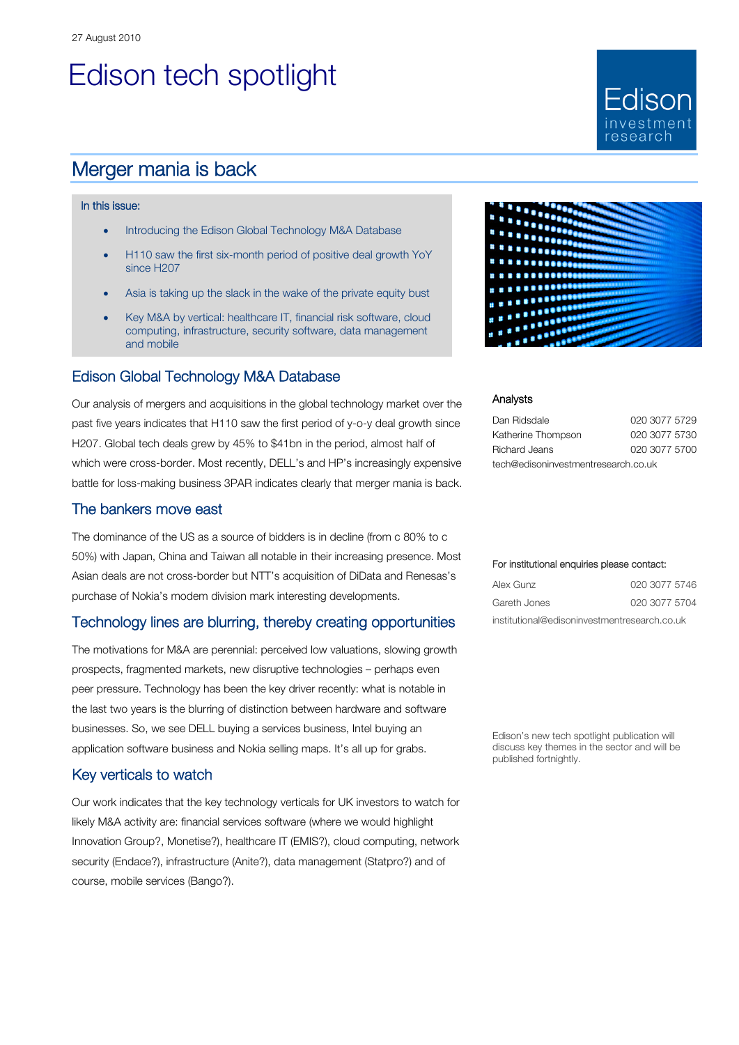27 August 2010

# Edison tech spotlight

## Merger mania is back

In this issue:

- Introducing the Edison Global Technology M&A Database
- H110 saw the first six-month period of positive deal growth YoY since H207
- Asia is taking up the slack in the wake of the private equity bust
- Key M&A by vertical: healthcare IT, financial risk software, cloud computing, infrastructure, security software, data management and mobile

### Edison Global Technology M&A Database

Our analysis of mergers and acquisitions in the global technology market over the past five years indicates that H110 saw the first period of y-o-y deal growth since H207. Global tech deals grew by 45% to $41bn in the period, almost half of which were cross-border. Most recently, DELL's and HP's increasingly expensive battle for loss-making business 3PAR indicates clearly that merger mania is back.

### The bankers move east

The dominance of the US as a source of bidders is in decline (from c 80% to c 50%) with Japan, China and Taiwan all notable in their increasing presence. Most Asian deals are not cross-border but NTT's acquisition of DiData and Renesas's purchase of Nokia's modem division mark interesting developments.

### Technology lines are blurring, thereby creating opportunities

The motivations for M&A are perennial: perceived low valuations, slowing growth prospects, fragmented markets, new disruptive technologies – perhaps even peer pressure. Technology has been the key driver recently: what is notable in the last two years is the blurring of distinction between hardware and software businesses. So, we see DELL buying a services business, Intel buying an application software business and Nokia selling maps. It's all up for grabs.

### Key verticals to watch

Our work indicates that the key technology verticals for UK investors to watch for likely M&A activity are: financial services software (where we would highlight Innovation Group?, Monetise?), healthcare IT (EMIS?), cloud computing, network security (Endace?), infrastructure (Anite?), data management (Statpro?) and of course, mobile services (Bango?).

**Analysts**

| | |
|---|---|
| Dan Ridsdale | 020 3077 5729 |
| Katherine Thompson | 020 3077 5730 |
| Richard Jeans | 020 3077 5700 |

tech@edisoninvestmentresearch.co.uk

**For institutional enquiries please contact:**

| | |
|---|---|
| Alex Gunz | 020 3077 5746 |
| Gareth Jones | 020 3077 5704 |

institutional@edisoninvestmentresearch.co.uk

Edison's new tech spotlight publication will discuss key themes in the sector and will be published fortnightly.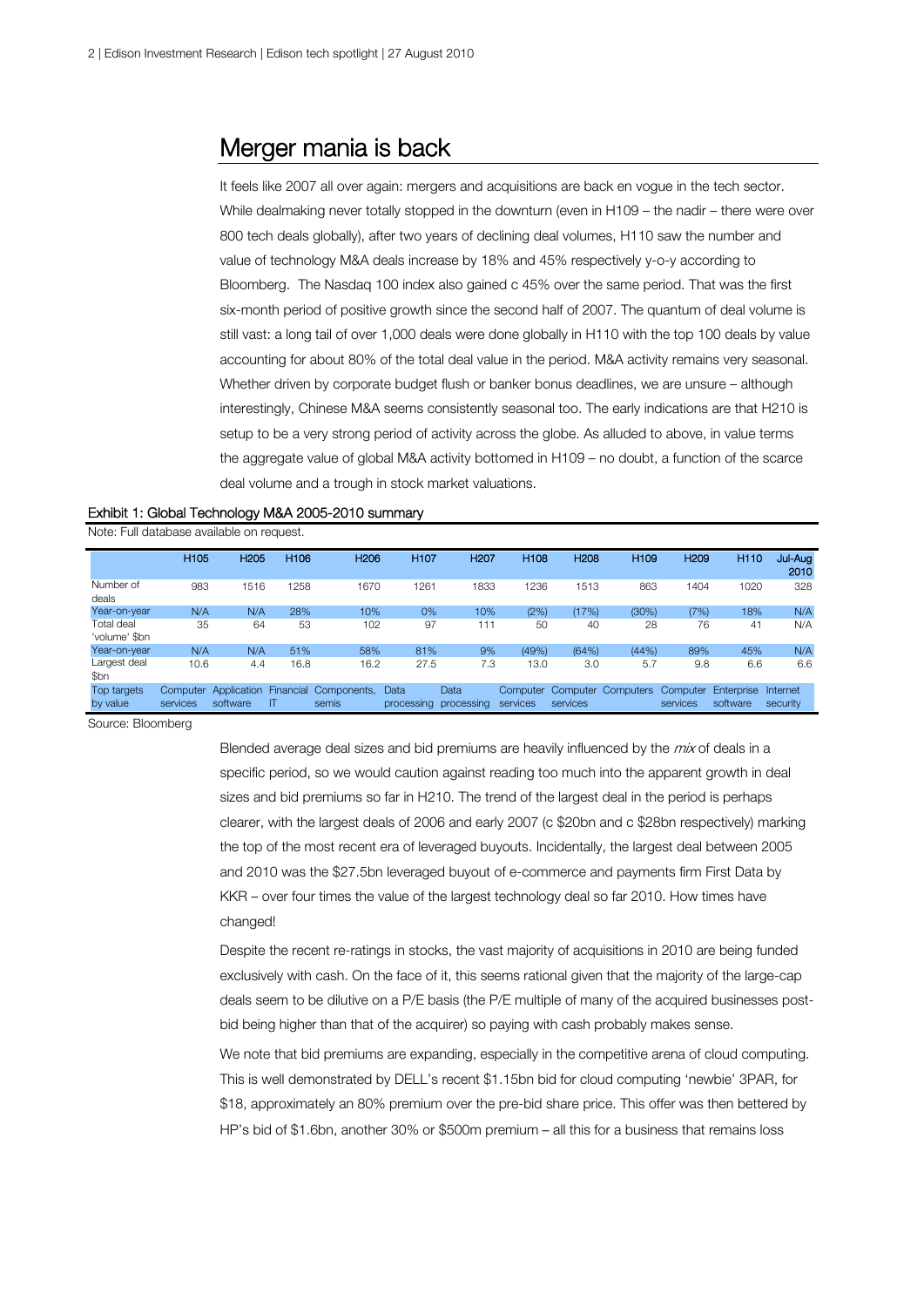## Merger mania is back

It feels like 2007 all over again: mergers and acquisitions are back en vogue in the tech sector. While dealmaking never totally stopped in the downturn (even in H109 – the nadir – there were over 800 tech deals globally), after two years of declining deal volumes, H110 saw the number and value of technology M&A deals increase by 18% and 45% respectively y-o-y according to Bloomberg. The Nasdaq 100 index also gained c 45% over the same period. That was the first six-month period of positive growth since the second half of 2007. The quantum of deal volume is still vast: a long tail of over 1,000 deals were done globally in H110 with the top 100 deals by value accounting for about 80% of the total deal value in the period. M&A activity remains very seasonal. Whether driven by corporate budget flush or banker bonus deadlines, we are unsure – although interestingly, Chinese M&A seems consistently seasonal too. The early indications are that H210 is setup to be a very strong period of activity across the globe. As alluded to above, in value terms the aggregate value of global M&A activity bottomed in H109 – no doubt, a function of the scarce deal volume and a trough in stock market valuations.

**Exhibit 1: Global Technology M&A 2005-2010 summary**

Note: Full database available on request.

| | H105 | H205 | H106 | H206 | H107 | H207 | H108 | H208 | H109 | H209 | H110 | Jul-Aug 2010 |
|---|---|---|---|---|---|---|---|---|---|---|---|---|
| Number of deals | 983 | 1516 | 1258 | 1670 | 1261 | 1833 | 1236 | 1513 | 863 | 1404 | 1020 | 328 |
| Year-on-year | N/A | N/A | 28% | 10% | 0% | 10% | (2%) | (17%) | (30%) | (7%) | 18% | N/A |
| Total deal 'volume' $bn | 35 | 64 | 53 | 102 | 97 | 111 | 50 | 40 | 28 | 76 | 41 | N/A |
| Year-on-year | N/A | N/A | 51% | 58% | 81% | 9% | (49%) | (64%) | (44%) | 89% | 45% | N/A |
| Largest deal $bn | 10.6 | 4.4 | 16.8 | 16.2 | 27.5 | 7.3 | 13.0 | 3.0 | 5.7 | 9.8 | 6.6 | 6.6 |
| Top targets by value | Computer services | Application software | Financial IT | Components, semis | Data processing | Data processing | Computer services | Computer services | Computers | Computer services | Enterprise software | Internet security |

Source: Bloomberg

Blended average deal sizes and bid premiums are heavily influenced by the *mix* of deals in a specific period, so we would caution against reading too much into the apparent growth in deal sizes and bid premiums so far in H210. The trend of the largest deal in the period is perhaps clearer, with the largest deals of 2006 and early 2007 (c $20bn and c $28bn respectively) marking the top of the most recent era of leveraged buyouts. Incidentally, the largest deal between 2005 and 2010 was the $27.5bn leveraged buyout of e-commerce and payments firm First Data by KKR – over four times the value of the largest technology deal so far 2010. How times have changed!

Despite the recent re-ratings in stocks, the vast majority of acquisitions in 2010 are being funded exclusively with cash. On the face of it, this seems rational given that the majority of the large-cap deals seem to be dilutive on a P/E basis (the P/E multiple of many of the acquired businesses post-bid being higher than that of the acquirer) so paying with cash probably makes sense.

We note that bid premiums are expanding, especially in the competitive arena of cloud computing. This is well demonstrated by DELL's recent $1.15bn bid for cloud computing 'newbie' 3PAR, for $18, approximately an 80% premium over the pre-bid share price. This offer was then bettered by HP's bid of $1.6bn, another 30% or $500m premium – all this for a business that remains loss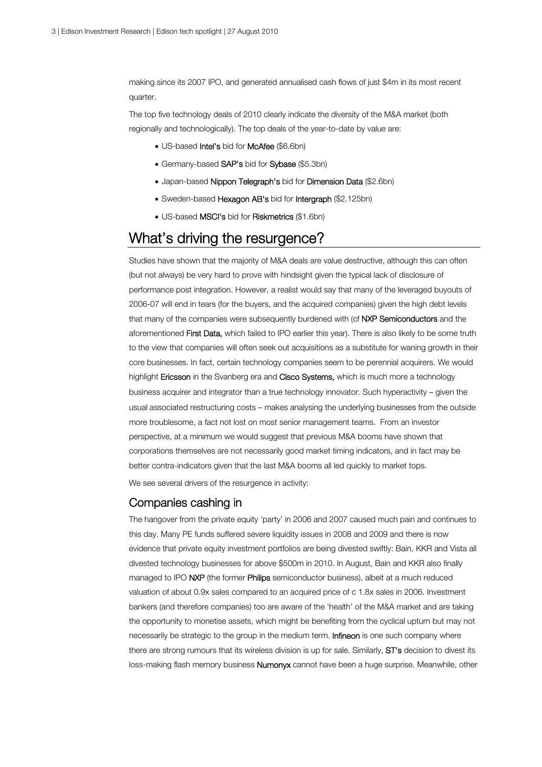making since its 2007 IPO, and generated annualised cash flows of just $4m in its most recent quarter.

The top five technology deals of 2010 clearly indicate the diversity of the M&A market (both regionally and technologically). The top deals of the year-to-date by value are:

- US-based **Intel's** bid for **McAfee** ($6.6bn)
- Germany-based **SAP's** bid for **Sybase** ($5.3bn)
- Japan-based **Nippon Telegraph's** bid for **Dimension Data** ($2.6bn)
- Sweden-based **Hexagon AB's** bid for **Intergraph** ($2.125bn)
- US-based **MSCI's** bid for **Riskmetrics** ($1.6bn)

## What's driving the resurgence?

Studies have shown that the majority of M&A deals are value destructive, although this can often (but not always) be very hard to prove with hindsight given the typical lack of disclosure of performance post integration. However, a realist would say that many of the leveraged buyouts of 2006-07 will end in tears (for the buyers, and the acquired companies) given the high debt levels that many of the companies were subsequently burdened with (cf **NXP Semiconductors** and the aforementioned **First Data,** which failed to IPO earlier this year). There is also likely to be some truth to the view that companies will often seek out acquisitions as a substitute for waning growth in their core businesses. In fact, certain technology companies seem to be perennial acquirers. We would highlight **Ericsson** in the Svanberg era and **Cisco Systems,** which is much more a technology business acquirer and integrator than a true technology innovator. Such hyperactivity – given the usual associated restructuring costs – makes analysing the underlying businesses from the outside more troublesome, a fact not lost on most senior management teams. From an investor perspective, at a minimum we would suggest that previous M&A booms have shown that corporations themselves are not necessarily good market timing indicators, and in fact may be better contra-indicators given that the last M&A booms all led quickly to market tops.

We see several drivers of the resurgence in activity:

### Companies cashing in

The hangover from the private equity 'party' in 2006 and 2007 caused much pain and continues to this day. Many PE funds suffered severe liquidity issues in 2008 and 2009 and there is now evidence that private equity investment portfolios are being divested swiftly: Bain, KKR and Vista all divested technology businesses for above $500m in 2010. In August, Bain and KKR also finally managed to IPO **NXP** (the former **Philips** semiconductor business), albeit at a much reduced valuation of about 0.9x sales compared to an acquired price of c 1.8x sales in 2006. Investment bankers (and therefore companies) too are aware of the 'health' of the M&A market and are taking the opportunity to monetise assets, which might be benefiting from the cyclical upturn but may not necessarily be strategic to the group in the medium term. **Infineon** is one such company where there are strong rumours that its wireless division is up for sale. Similarly, **ST's** decision to divest its loss-making flash memory business **Numonyx** cannot have been a huge surprise. Meanwhile, other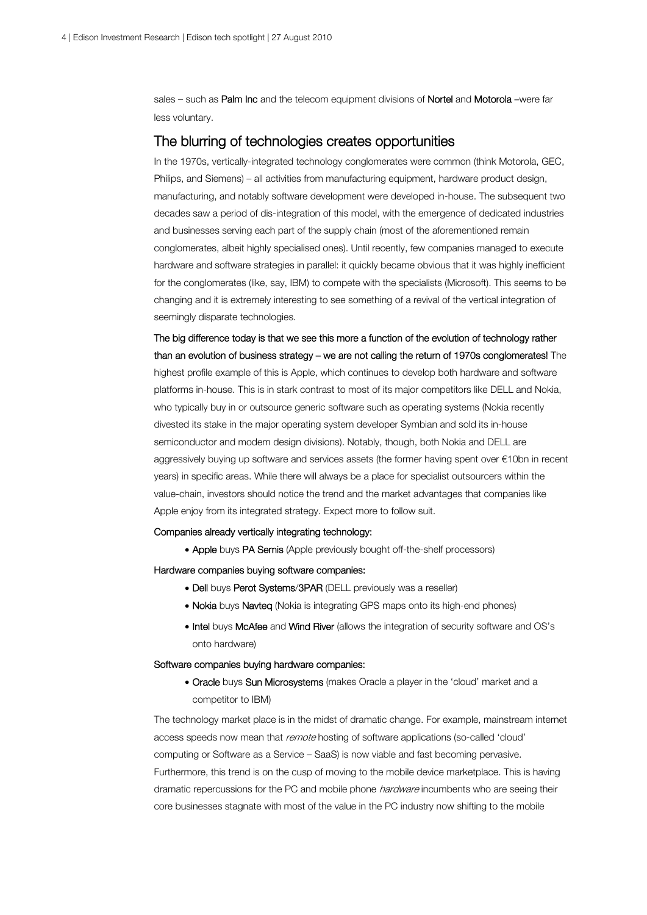sales – such as **Palm Inc** and the telecom equipment divisions of **Nortel** and **Motorola** –were far less voluntary.

## The blurring of technologies creates opportunities

In the 1970s, vertically-integrated technology conglomerates were common (think Motorola, GEC, Philips, and Siemens) – all activities from manufacturing equipment, hardware product design, manufacturing, and notably software development were developed in-house. The subsequent two decades saw a period of dis-integration of this model, with the emergence of dedicated industries and businesses serving each part of the supply chain (most of the aforementioned remain conglomerates, albeit highly specialised ones). Until recently, few companies managed to execute hardware and software strategies in parallel: it quickly became obvious that it was highly inefficient for the conglomerates (like, say, IBM) to compete with the specialists (Microsoft). This seems to be changing and it is extremely interesting to see something of a revival of the vertical integration of seemingly disparate technologies.

**The big difference today is that we see this more a function of the evolution of technology rather than an evolution of business strategy – we are not calling the return of 1970s conglomerates!** The highest profile example of this is Apple, which continues to develop both hardware and software platforms in-house. This is in stark contrast to most of its major competitors like DELL and Nokia, who typically buy in or outsource generic software such as operating systems (Nokia recently divested its stake in the major operating system developer Symbian and sold its in-house semiconductor and modem design divisions). Notably, though, both Nokia and DELL are aggressively buying up software and services assets (the former having spent over €10bn in recent years) in specific areas. While there will always be a place for specialist outsourcers within the value-chain, investors should notice the trend and the market advantages that companies like Apple enjoy from its integrated strategy. Expect more to follow suit.

**Companies already vertically integrating technology:**

- **Apple** buys **PA Semis** (Apple previously bought off-the-shelf processors)

**Hardware companies buying software companies:**

- **Dell** buys **Perot Systems/3PAR** (DELL previously was a reseller)
- **Nokia** buys **Navteq** (Nokia is integrating GPS maps onto its high-end phones)
- **Intel** buys **McAfee** and **Wind River** (allows the integration of security software and OS's onto hardware)

**Software companies buying hardware companies:**

- **Oracle** buys **Sun Microsystems** (makes Oracle a player in the 'cloud' market and a competitor to IBM)

The technology market place is in the midst of dramatic change. For example, mainstream internet access speeds now mean that *remote* hosting of software applications (so-called 'cloud' computing or Software as a Service – SaaS) is now viable and fast becoming pervasive. Furthermore, this trend is on the cusp of moving to the mobile device marketplace. This is having dramatic repercussions for the PC and mobile phone *hardware* incumbents who are seeing their core businesses stagnate with most of the value in the PC industry now shifting to the mobile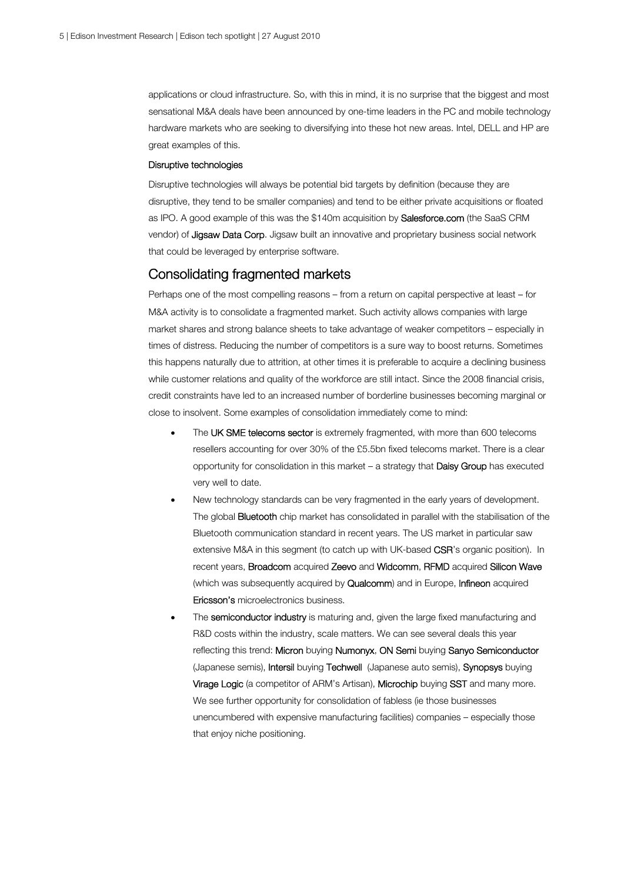applications or cloud infrastructure. So, with this in mind, it is no surprise that the biggest and most sensational M&A deals have been announced by one-time leaders in the PC and mobile technology hardware markets who are seeking to diversifying into these hot new areas. Intel, DELL and HP are great examples of this.

### Disruptive technologies

Disruptive technologies will always be potential bid targets by definition (because they are disruptive, they tend to be smaller companies) and tend to be either private acquisitions or floated as IPO. A good example of this was the $140m acquisition by Salesforce.com (the SaaS CRM vendor) of Jigsaw Data Corp. Jigsaw built an innovative and proprietary business social network that could be leveraged by enterprise software.

## Consolidating fragmented markets

Perhaps one of the most compelling reasons – from a return on capital perspective at least – for M&A activity is to consolidate a fragmented market. Such activity allows companies with large market shares and strong balance sheets to take advantage of weaker competitors – especially in times of distress. Reducing the number of competitors is a sure way to boost returns. Sometimes this happens naturally due to attrition, at other times it is preferable to acquire a declining business while customer relations and quality of the workforce are still intact. Since the 2008 financial crisis, credit constraints have led to an increased number of borderline businesses becoming marginal or close to insolvent. Some examples of consolidation immediately come to mind:

- The UK SME telecoms sector is extremely fragmented, with more than 600 telecoms resellers accounting for over 30% of the £5.5bn fixed telecoms market. There is a clear opportunity for consolidation in this market – a strategy that Daisy Group has executed very well to date.
- New technology standards can be very fragmented in the early years of development. The global Bluetooth chip market has consolidated in parallel with the stabilisation of the Bluetooth communication standard in recent years. The US market in particular saw extensive M&A in this segment (to catch up with UK-based CSR's organic position). In recent years, Broadcom acquired Zeevo and Widcomm, RFMD acquired Silicon Wave (which was subsequently acquired by Qualcomm) and in Europe, Infineon acquired Ericsson's microelectronics business.
- The semiconductor industry is maturing and, given the large fixed manufacturing and R&D costs within the industry, scale matters. We can see several deals this year reflecting this trend: Micron buying Numonyx, ON Semi buying Sanyo Semiconductor (Japanese semis), Intersil buying Techwell (Japanese auto semis), Synopsys buying Virage Logic (a competitor of ARM's Artisan), Microchip buying SST and many more. We see further opportunity for consolidation of fabless (ie those businesses unencumbered with expensive manufacturing facilities) companies – especially those that enjoy niche positioning.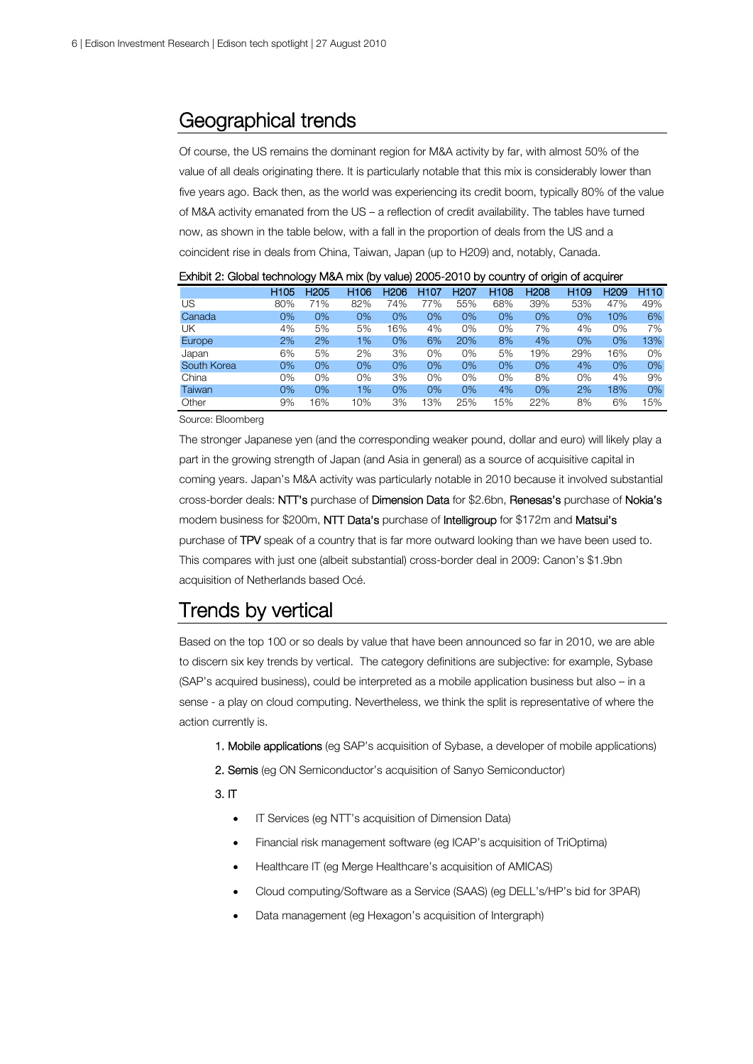## Geographical trends

Of course, the US remains the dominant region for M&A activity by far, with almost 50% of the value of all deals originating there. It is particularly notable that this mix is considerably lower than five years ago. Back then, as the world was experiencing its credit boom, typically 80% of the value of M&A activity emanated from the US – a reflection of credit availability. The tables have turned now, as shown in the table below, with a fall in the proportion of deals from the US and a coincident rise in deals from China, Taiwan, Japan (up to H209) and, notably, Canada.

Exhibit 2: Global technology M&A mix (by value) 2005-2010 by country of origin of acquirer

| | H105 | H205 | H106 | H206 | H107 | H207 | H108 | H208 | H109 | H209 | H110 |
|---|---|---|---|---|---|---|---|---|---|---|---|
| US | 80% | 71% | 82% | 74% | 77% | 55% | 68% | 39% | 53% | 47% | 49% |
| Canada | 0% | 0% | 0% | 0% | 0% | 0% | 0% | 0% | 0% | 10% | 6% |
| UK | 4% | 5% | 5% | 16% | 4% | 0% | 0% | 7% | 4% | 0% | 7% |
| Europe | 2% | 2% | 1% | 0% | 6% | 20% | 8% | 4% | 0% | 0% | 13% |
| Japan | 6% | 5% | 2% | 3% | 0% | 0% | 5% | 19% | 29% | 16% | 0% |
| South Korea | 0% | 0% | 0% | 0% | 0% | 0% | 0% | 0% | 4% | 0% | 0% |
| China | 0% | 0% | 0% | 3% | 0% | 0% | 0% | 8% | 0% | 4% | 9% |
| Taiwan | 0% | 0% | 1% | 0% | 0% | 0% | 4% | 0% | 2% | 18% | 0% |
| Other | 9% | 16% | 10% | 3% | 13% | 25% | 15% | 22% | 8% | 6% | 15% |

Source: Bloomberg

The stronger Japanese yen (and the corresponding weaker pound, dollar and euro) will likely play a part in the growing strength of Japan (and Asia in general) as a source of acquisitive capital in coming years. Japan's M&A activity was particularly notable in 2010 because it involved substantial cross-border deals: **NTT's** purchase of **Dimension Data** for $2.6bn, **Renesas's** purchase of **Nokia's** modem business for $200m, **NTT Data's** purchase of **Intelligroup** for $172m and **Matsui's** purchase of **TPV** speak of a country that is far more outward looking than we have been used to. This compares with just one (albeit substantial) cross-border deal in 2009: Canon's $1.9bn acquisition of Netherlands based Océ.

## Trends by vertical

Based on the top 100 or so deals by value that have been announced so far in 2010, we are able to discern six key trends by vertical. The category definitions are subjective: for example, Sybase (SAP's acquired business), could be interpreted as a mobile application business but also – in a sense - a play on cloud computing. Nevertheless, we think the split is representative of where the action currently is.

1. **Mobile applications** (eg SAP's acquisition of Sybase, a developer of mobile applications)
2. **Semis** (eg ON Semiconductor's acquisition of Sanyo Semiconductor)
3. **IT**
    - IT Services (eg NTT's acquisition of Dimension Data)
    - Financial risk management software (eg ICAP's acquisition of TriOptima)
    - Healthcare IT (eg Merge Healthcare's acquisition of AMICAS)
    - Cloud computing/Software as a Service (SAAS) (eg DELL's/HP's bid for 3PAR)
    - Data management (eg Hexagon's acquisition of Intergraph)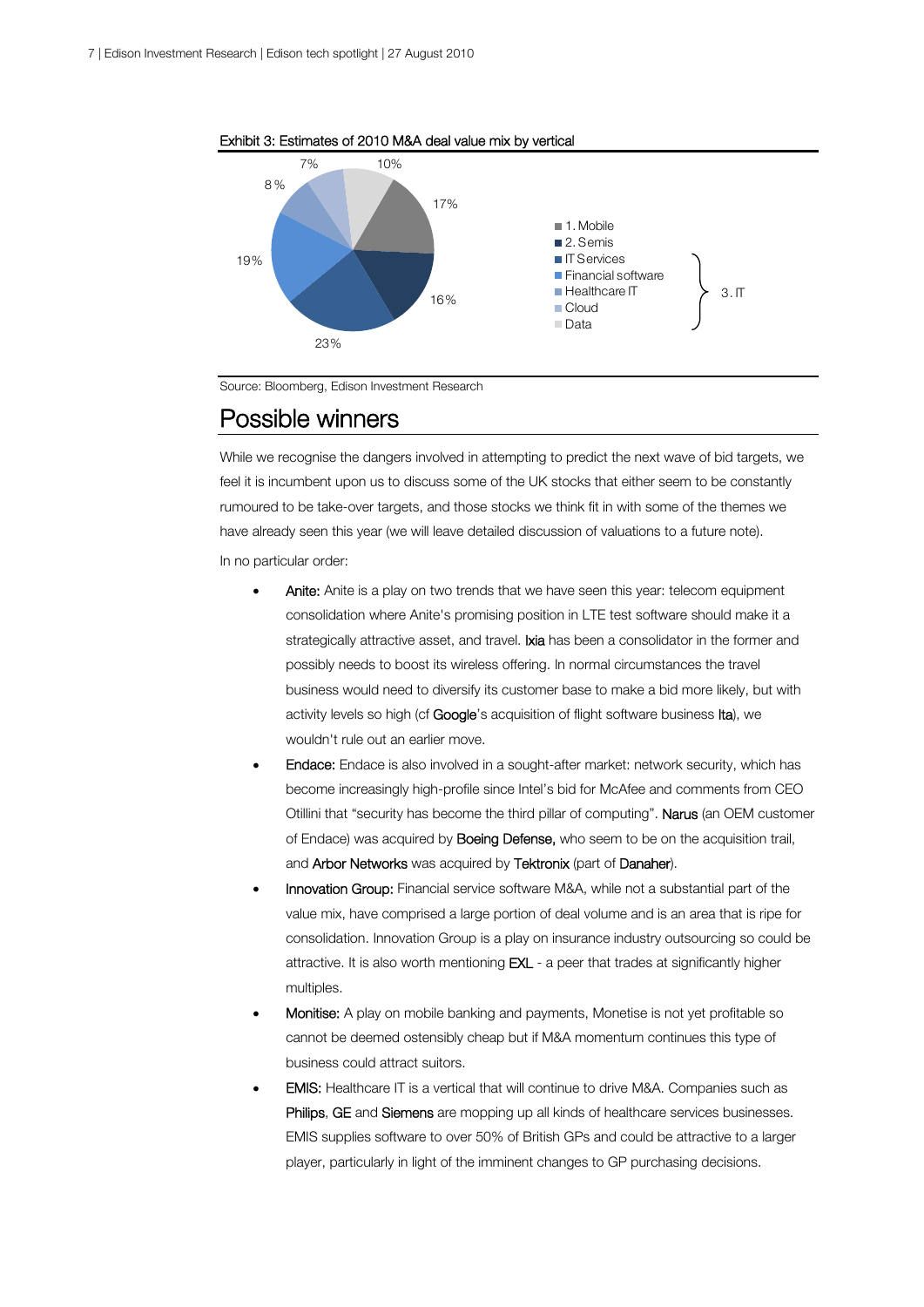Exhibit 3: Estimates of 2010 M&A deal value mix by vertical

| Vertical | Share |
|---|---|
| 1. Mobile | 17% |
| 2. Semis | 16% |
| 3. IT: IT Services | 23% |
| 3. IT: Financial software | 19% |
| 3. IT: Healthcare IT | 8% |
| 3. IT: Cloud | 7% |
| 3. IT: Data | 10% |

Source: Bloomberg, Edison Investment Research

## Possible winners

While we recognise the dangers involved in attempting to predict the next wave of bid targets, we feel it is incumbent upon us to discuss some of the UK stocks that either seem to be constantly rumoured to be take-over targets, and those stocks we think fit in with some of the themes we have already seen this year (we will leave detailed discussion of valuations to a future note).

In no particular order:

- **Anite:** Anite is a play on two trends that we have seen this year: telecom equipment consolidation where Anite's promising position in LTE test software should make it a strategically attractive asset, and travel. **Ixia** has been a consolidator in the former and possibly needs to boost its wireless offering. In normal circumstances the travel business would need to diversify its customer base to make a bid more likely, but with activity levels so high (cf **Google**'s acquisition of flight software business **Ita**), we wouldn't rule out an earlier move.
- **Endace:** Endace is also involved in a sought-after market: network security, which has become increasingly high-profile since Intel's bid for McAfee and comments from CEO Otillini that "security has become the third pillar of computing". **Narus** (an OEM customer of Endace) was acquired by **Boeing Defense,** who seem to be on the acquisition trail, and **Arbor Networks** was acquired by **Tektronix** (part of **Danaher**).
- **Innovation Group:** Financial service software M&A, while not a substantial part of the value mix, have comprised a large portion of deal volume and is an area that is ripe for consolidation. Innovation Group is a play on insurance industry outsourcing so could be attractive. It is also worth mentioning **EXL** - a peer that trades at significantly higher multiples.
- **Monitise:** A play on mobile banking and payments, Monetise is not yet profitable so cannot be deemed ostensibly cheap but if M&A momentum continues this type of business could attract suitors.
- **EMIS:** Healthcare IT is a vertical that will continue to drive M&A. Companies such as **Philips**, **GE** and **Siemens** are mopping up all kinds of healthcare services businesses. EMIS supplies software to over 50% of British GPs and could be attractive to a larger player, particularly in light of the imminent changes to GP purchasing decisions.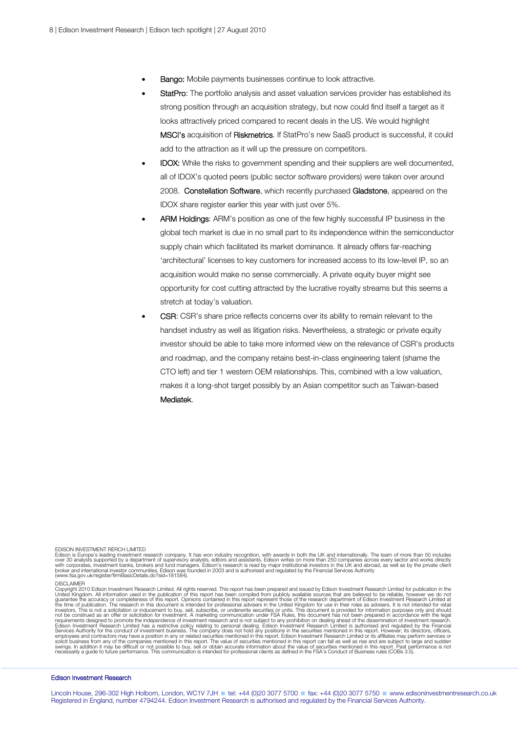- **Bango:** Mobile payments businesses continue to look attractive.
- **StatPro**: The portfolio analysis and asset valuation services provider has established its strong position through an acquisition strategy, but now could find itself a target as it looks attractively priced compared to recent deals in the US. We would highlight **MSCI's** acquisition of **Riskmetrics**. If StatPro's new SaaS product is successful, it could add to the attraction as it will up the pressure on competitors.
- **IDOX:** While the risks to government spending and their suppliers are well documented, all of IDOX's quoted peers (public sector software providers) were taken over around 2008. **Constellation Software**, which recently purchased **Gladstone**, appeared on the IDOX share register earlier this year with just over 5%.
- **ARM Holdings**: ARM's position as one of the few highly successful IP business in the global tech market is due in no small part to its independence within the semiconductor supply chain which facilitated its market dominance. It already offers far-reaching 'architectural' licenses to key customers for increased access to its low-level IP, so an acquisition would make no sense commercially. A private equity buyer might see opportunity for cost cutting attracted by the lucrative royalty streams but this seems a stretch at today's valuation.
- **CSR**: CSR's share price reflects concerns over its ability to remain relevant to the handset industry as well as litigation risks. Nevertheless, a strategic or private equity investor should be able to take more informed view on the relevance of CSR's products and roadmap, and the company retains best-in-class engineering talent (shame the CTO left) and tier 1 western OEM relationships. This, combined with a low valuation, makes it a long-shot target possibly by an Asian competitor such as Taiwan-based **Mediatek**.

EDISON INVESTMENT RERCH LIMITED
Edison is Europe's leading investment research company. It has won industry recognition, with awards in both the UK and internationally. The team of more than 50 includes over 30 analysts supported by a department of supervisory analysts, editors and assistants. Edison writes on more than 250 companies across every sector and works directly with corporates, investment banks, brokers and fund managers. Edison's research is read by major institutional investors in the UK and abroad, as well as by the private client broker and international investor communities. Edison was founded in 2003 and is authorised and regulated by the Financial Services Authority (www.fsa.gov.uk/register/firmBasicDetails.do?sid=181584).

DISCLAIMER
Copyright 2010 Edison Investment Research Limited. All rights reserved. This report has been prepared and issued by Edison Investment Research Limited for publication in the United Kingdom. All information used in the publication of this report has been compiled from publicly available sources that are believed to be reliable, however we do not guarantee the accuracy or completeness of this report. Opinions contained in this report represent those of the research department of Edison Investment Research Limited at the time of publication. The research in this document is intended for professional advisers in the United Kingdom for use in their roles as advisers. It is not intended for retail investors. This is not a solicitation or inducement to buy, sell, subscribe, or underwrite securities or units. This document is provided for information purposes only and should not be construed as an offer or solicitation for investment. A marketing communication under FSA Rules, this document has not been prepared in accordance with the legal requirements designed to promote the independence of investment research and is not subject to any prohibition on dealing ahead of the dissemination of investment research. Edison Investment Research Limited has a restrictive policy relating to personal dealing. Edison Investment Research Limited is authorised and regulated by the Financial Services Authority for the conduct of investment business. The company does not hold any positions in the securities mentioned in this report. However, its directors, officers, employees and contractors may have a position in any or related securities mentioned in this report. Edison Investment Research Limited or its affiliates may perform services or solicit business from any of the companies mentioned in this report. The value of securities mentioned in this report can fall as well as rise and are subject to large and sudden swings. In addition it may be difficult or not possible to buy, sell or obtain accurate information about the value of securities mentioned in this report. Past performance is not necessarily a guide to future performance. This communication is intended for professional clients as defined in the FSA's Conduct of Business rules (COBs 3.5).

Edison Investment Research

Lincoln House, 296-302 High Holborn, London, WC1V 7JH ■ tel: +44 (0)20 3077 5700 ■ fax: +44 (0)20 3077 5750 ■ www.edisoninvestmentresearch.co.uk
Registered in England, number 4794244. Edison Investment Research is authorised and regulated by the Financial Services Authority.